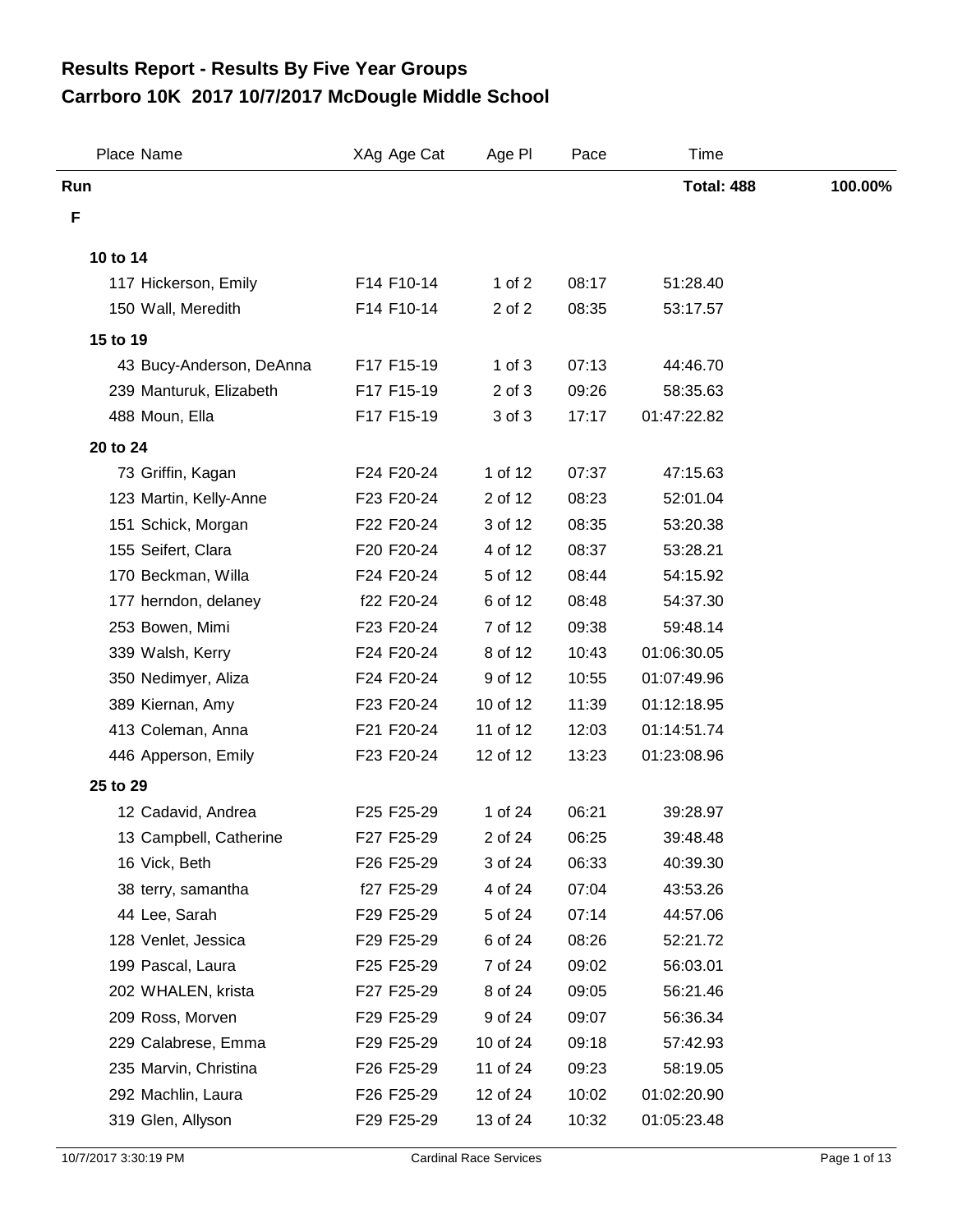# Results Report - Results By Five Year Groups

## Carrboro 10K 2017 10/7/2017 McDougle Middle School

| Place | Name | XAg | Age Cat | Age Pl | Pace | Time | |
|---|---|---|---|---|---|---|---|
| **Run** | | | | | | **Total: 488** | **100.00%** |
| **F** | | | | | | | |
| **10 to 14** | | | | | | | |
| 117 | Hickerson, Emily | F14 | F10-14 | 1 of 2 | 08:17 | 51:28.40 | |
| 150 | Wall, Meredith | F14 | F10-14 | 2 of 2 | 08:35 | 53:17.57 | |
| **15 to 19** | | | | | | | |
| 43 | Bucy-Anderson, DeAnna | F17 | F15-19 | 1 of 3 | 07:13 | 44:46.70 | |
| 239 | Manturuk, Elizabeth | F17 | F15-19 | 2 of 3 | 09:26 | 58:35.63 | |
| 488 | Moun, Ella | F17 | F15-19 | 3 of 3 | 17:17 | 01:47:22.82 | |
| **20 to 24** | | | | | | | |
| 73 | Griffin, Kagan | F24 | F20-24 | 1 of 12 | 07:37 | 47:15.63 | |
| 123 | Martin, Kelly-Anne | F23 | F20-24 | 2 of 12 | 08:23 | 52:01.04 | |
| 151 | Schick, Morgan | F22 | F20-24 | 3 of 12 | 08:35 | 53:20.38 | |
| 155 | Seifert, Clara | F20 | F20-24 | 4 of 12 | 08:37 | 53:28.21 | |
| 170 | Beckman, Willa | F24 | F20-24 | 5 of 12 | 08:44 | 54:15.92 | |
| 177 | herndon, delaney | f22 | F20-24 | 6 of 12 | 08:48 | 54:37.30 | |
| 253 | Bowen, Mimi | F23 | F20-24 | 7 of 12 | 09:38 | 59:48.14 | |
| 339 | Walsh, Kerry | F24 | F20-24 | 8 of 12 | 10:43 | 01:06:30.05 | |
| 350 | Nedimyer, Aliza | F24 | F20-24 | 9 of 12 | 10:55 | 01:07:49.96 | |
| 389 | Kiernan, Amy | F23 | F20-24 | 10 of 12 | 11:39 | 01:12:18.95 | |
| 413 | Coleman, Anna | F21 | F20-24 | 11 of 12 | 12:03 | 01:14:51.74 | |
| 446 | Apperson, Emily | F23 | F20-24 | 12 of 12 | 13:23 | 01:23:08.96 | |
| **25 to 29** | | | | | | | |
| 12 | Cadavid, Andrea | F25 | F25-29 | 1 of 24 | 06:21 | 39:28.97 | |
| 13 | Campbell, Catherine | F27 | F25-29 | 2 of 24 | 06:25 | 39:48.48 | |
| 16 | Vick, Beth | F26 | F25-29 | 3 of 24 | 06:33 | 40:39.30 | |
| 38 | terry, samantha | f27 | F25-29 | 4 of 24 | 07:04 | 43:53.26 | |
| 44 | Lee, Sarah | F29 | F25-29 | 5 of 24 | 07:14 | 44:57.06 | |
| 128 | Venlet, Jessica | F29 | F25-29 | 6 of 24 | 08:26 | 52:21.72 | |
| 199 | Pascal, Laura | F25 | F25-29 | 7 of 24 | 09:02 | 56:03.01 | |
| 202 | WHALEN, krista | F27 | F25-29 | 8 of 24 | 09:05 | 56:21.46 | |
| 209 | Ross, Morven | F29 | F25-29 | 9 of 24 | 09:07 | 56:36.34 | |
| 229 | Calabrese, Emma | F29 | F25-29 | 10 of 24 | 09:18 | 57:42.93 | |
| 235 | Marvin, Christina | F26 | F25-29 | 11 of 24 | 09:23 | 58:19.05 | |
| 292 | Machlin, Laura | F26 | F25-29 | 12 of 24 | 10:02 | 01:02:20.90 | |
| 319 | Glen, Allyson | F29 | F25-29 | 13 of 24 | 10:32 | 01:05:23.48 | |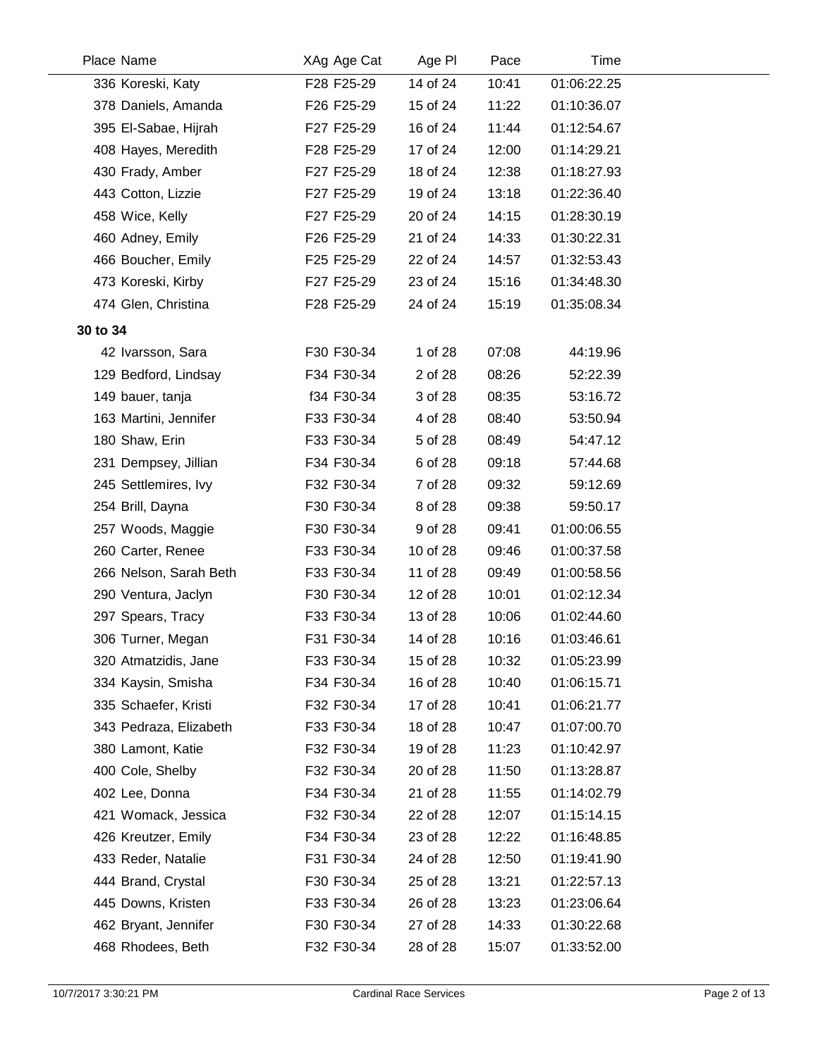| Place | Name | XAg | Age Cat | Age Pl | Pace | Time |
|---|---|---|---|---|---|---|
| 336 | Koreski, Katy | F28 | F25-29 | 14 of 24 | 10:41 | 01:06:22.25 |
| 378 | Daniels, Amanda | F26 | F25-29 | 15 of 24 | 11:22 | 01:10:36.07 |
| 395 | El-Sabae, Hijrah | F27 | F25-29 | 16 of 24 | 11:44 | 01:12:54.67 |
| 408 | Hayes, Meredith | F28 | F25-29 | 17 of 24 | 12:00 | 01:14:29.21 |
| 430 | Frady, Amber | F27 | F25-29 | 18 of 24 | 12:38 | 01:18:27.93 |
| 443 | Cotton, Lizzie | F27 | F25-29 | 19 of 24 | 13:18 | 01:22:36.40 |
| 458 | Wice, Kelly | F27 | F25-29 | 20 of 24 | 14:15 | 01:28:30.19 |
| 460 | Adney, Emily | F26 | F25-29 | 21 of 24 | 14:33 | 01:30:22.31 |
| 466 | Boucher, Emily | F25 | F25-29 | 22 of 24 | 14:57 | 01:32:53.43 |
| 473 | Koreski, Kirby | F27 | F25-29 | 23 of 24 | 15:16 | 01:34:48.30 |
| 474 | Glen, Christina | F28 | F25-29 | 24 of 24 | 15:19 | 01:35:08.34 |
| **30 to 34** | | | | | | |
| 42 | Ivarsson, Sara | F30 | F30-34 | 1 of 28 | 07:08 | 44:19.96 |
| 129 | Bedford, Lindsay | F34 | F30-34 | 2 of 28 | 08:26 | 52:22.39 |
| 149 | bauer, tanja | f34 | F30-34 | 3 of 28 | 08:35 | 53:16.72 |
| 163 | Martini, Jennifer | F33 | F30-34 | 4 of 28 | 08:40 | 53:50.94 |
| 180 | Shaw, Erin | F33 | F30-34 | 5 of 28 | 08:49 | 54:47.12 |
| 231 | Dempsey, Jillian | F34 | F30-34 | 6 of 28 | 09:18 | 57:44.68 |
| 245 | Settlemires, Ivy | F32 | F30-34 | 7 of 28 | 09:32 | 59:12.69 |
| 254 | Brill, Dayna | F30 | F30-34 | 8 of 28 | 09:38 | 59:50.17 |
| 257 | Woods, Maggie | F30 | F30-34 | 9 of 28 | 09:41 | 01:00:06.55 |
| 260 | Carter, Renee | F33 | F30-34 | 10 of 28 | 09:46 | 01:00:37.58 |
| 266 | Nelson, Sarah Beth | F33 | F30-34 | 11 of 28 | 09:49 | 01:00:58.56 |
| 290 | Ventura, Jaclyn | F30 | F30-34 | 12 of 28 | 10:01 | 01:02:12.34 |
| 297 | Spears, Tracy | F33 | F30-34 | 13 of 28 | 10:06 | 01:02:44.60 |
| 306 | Turner, Megan | F31 | F30-34 | 14 of 28 | 10:16 | 01:03:46.61 |
| 320 | Atmatzidis, Jane | F33 | F30-34 | 15 of 28 | 10:32 | 01:05:23.99 |
| 334 | Kaysin, Smisha | F34 | F30-34 | 16 of 28 | 10:40 | 01:06:15.71 |
| 335 | Schaefer, Kristi | F32 | F30-34 | 17 of 28 | 10:41 | 01:06:21.77 |
| 343 | Pedraza, Elizabeth | F33 | F30-34 | 18 of 28 | 10:47 | 01:07:00.70 |
| 380 | Lamont, Katie | F32 | F30-34 | 19 of 28 | 11:23 | 01:10:42.97 |
| 400 | Cole, Shelby | F32 | F30-34 | 20 of 28 | 11:50 | 01:13:28.87 |
| 402 | Lee, Donna | F34 | F30-34 | 21 of 28 | 11:55 | 01:14:02.79 |
| 421 | Womack, Jessica | F32 | F30-34 | 22 of 28 | 12:07 | 01:15:14.15 |
| 426 | Kreutzer, Emily | F34 | F30-34 | 23 of 28 | 12:22 | 01:16:48.85 |
| 433 | Reder, Natalie | F31 | F30-34 | 24 of 28 | 12:50 | 01:19:41.90 |
| 444 | Brand, Crystal | F30 | F30-34 | 25 of 28 | 13:21 | 01:22:57.13 |
| 445 | Downs, Kristen | F33 | F30-34 | 26 of 28 | 13:23 | 01:23:06.64 |
| 462 | Bryant, Jennifer | F30 | F30-34 | 27 of 28 | 14:33 | 01:30:22.68 |
| 468 | Rhodees, Beth | F32 | F30-34 | 28 of 28 | 15:07 | 01:33:52.00 |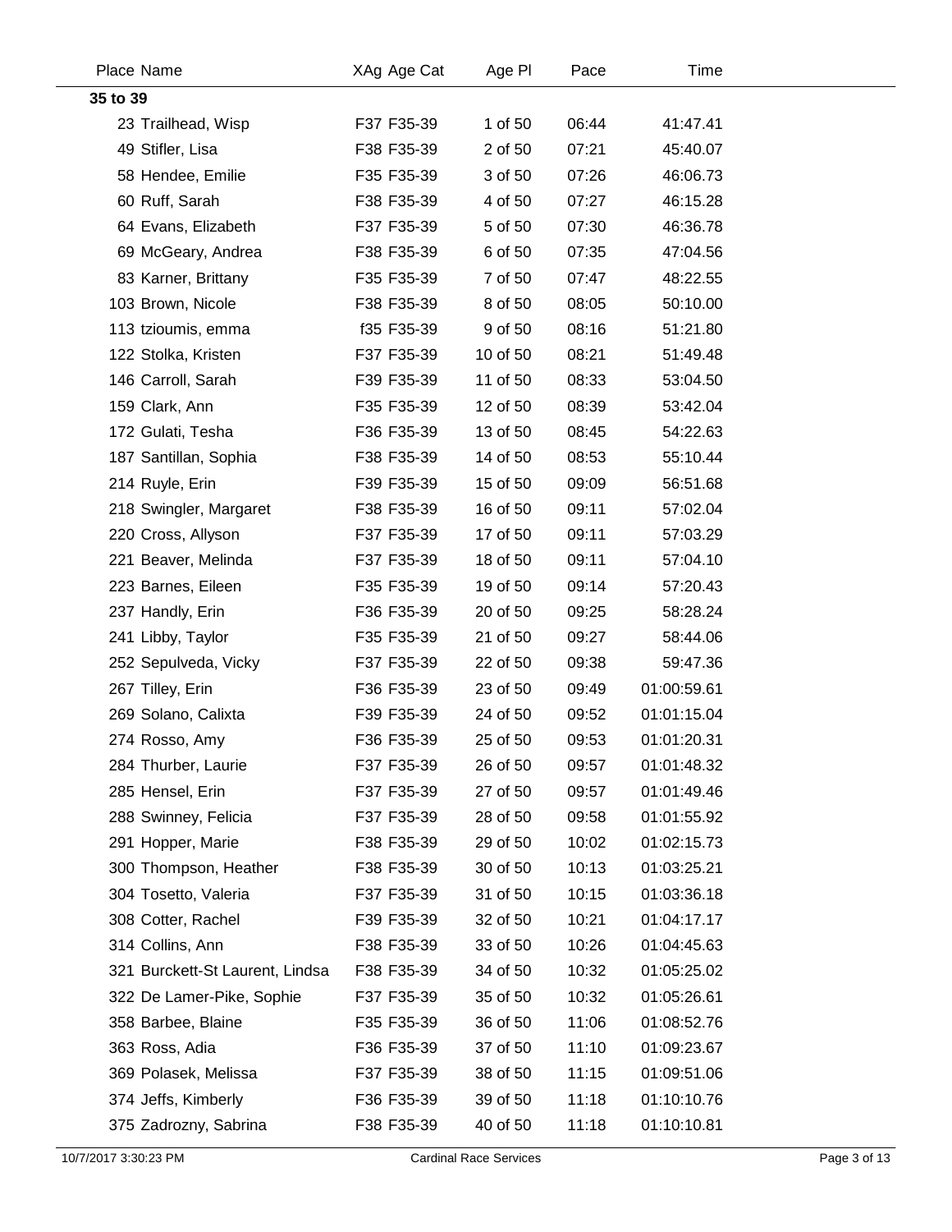| Place | Name | XAg | Age Cat | Age Pl | Pace | Time |
|---|---|---|---|---|---|---|
| **35 to 39** | | | | | | |
| 23 | Trailhead, Wisp | F37 | F35-39 | 1 of 50 | 06:44 | 41:47.41 |
| 49 | Stifler, Lisa | F38 | F35-39 | 2 of 50 | 07:21 | 45:40.07 |
| 58 | Hendee, Emilie | F35 | F35-39 | 3 of 50 | 07:26 | 46:06.73 |
| 60 | Ruff, Sarah | F38 | F35-39 | 4 of 50 | 07:27 | 46:15.28 |
| 64 | Evans, Elizabeth | F37 | F35-39 | 5 of 50 | 07:30 | 46:36.78 |
| 69 | McGeary, Andrea | F38 | F35-39 | 6 of 50 | 07:35 | 47:04.56 |
| 83 | Karner, Brittany | F35 | F35-39 | 7 of 50 | 07:47 | 48:22.55 |
| 103 | Brown, Nicole | F38 | F35-39 | 8 of 50 | 08:05 | 50:10.00 |
| 113 | tzioumis, emma | f35 | F35-39 | 9 of 50 | 08:16 | 51:21.80 |
| 122 | Stolka, Kristen | F37 | F35-39 | 10 of 50 | 08:21 | 51:49.48 |
| 146 | Carroll, Sarah | F39 | F35-39 | 11 of 50 | 08:33 | 53:04.50 |
| 159 | Clark, Ann | F35 | F35-39 | 12 of 50 | 08:39 | 53:42.04 |
| 172 | Gulati, Tesha | F36 | F35-39 | 13 of 50 | 08:45 | 54:22.63 |
| 187 | Santillan, Sophia | F38 | F35-39 | 14 of 50 | 08:53 | 55:10.44 |
| 214 | Ruyle, Erin | F39 | F35-39 | 15 of 50 | 09:09 | 56:51.68 |
| 218 | Swingler, Margaret | F38 | F35-39 | 16 of 50 | 09:11 | 57:02.04 |
| 220 | Cross, Allyson | F37 | F35-39 | 17 of 50 | 09:11 | 57:03.29 |
| 221 | Beaver, Melinda | F37 | F35-39 | 18 of 50 | 09:11 | 57:04.10 |
| 223 | Barnes, Eileen | F35 | F35-39 | 19 of 50 | 09:14 | 57:20.43 |
| 237 | Handly, Erin | F36 | F35-39 | 20 of 50 | 09:25 | 58:28.24 |
| 241 | Libby, Taylor | F35 | F35-39 | 21 of 50 | 09:27 | 58:44.06 |
| 252 | Sepulveda, Vicky | F37 | F35-39 | 22 of 50 | 09:38 | 59:47.36 |
| 267 | Tilley, Erin | F36 | F35-39 | 23 of 50 | 09:49 | 01:00:59.61 |
| 269 | Solano, Calixta | F39 | F35-39 | 24 of 50 | 09:52 | 01:01:15.04 |
| 274 | Rosso, Amy | F36 | F35-39 | 25 of 50 | 09:53 | 01:01:20.31 |
| 284 | Thurber, Laurie | F37 | F35-39 | 26 of 50 | 09:57 | 01:01:48.32 |
| 285 | Hensel, Erin | F37 | F35-39 | 27 of 50 | 09:57 | 01:01:49.46 |
| 288 | Swinney, Felicia | F37 | F35-39 | 28 of 50 | 09:58 | 01:01:55.92 |
| 291 | Hopper, Marie | F38 | F35-39 | 29 of 50 | 10:02 | 01:02:15.73 |
| 300 | Thompson, Heather | F38 | F35-39 | 30 of 50 | 10:13 | 01:03:25.21 |
| 304 | Tosetto, Valeria | F37 | F35-39 | 31 of 50 | 10:15 | 01:03:36.18 |
| 308 | Cotter, Rachel | F39 | F35-39 | 32 of 50 | 10:21 | 01:04:17.17 |
| 314 | Collins, Ann | F38 | F35-39 | 33 of 50 | 10:26 | 01:04:45.63 |
| 321 | Burckett-St Laurent, Lindsa | F38 | F35-39 | 34 of 50 | 10:32 | 01:05:25.02 |
| 322 | De Lamer-Pike, Sophie | F37 | F35-39 | 35 of 50 | 10:32 | 01:05:26.61 |
| 358 | Barbee, Blaine | F35 | F35-39 | 36 of 50 | 11:06 | 01:08:52.76 |
| 363 | Ross, Adia | F36 | F35-39 | 37 of 50 | 11:10 | 01:09:23.67 |
| 369 | Polasek, Melissa | F37 | F35-39 | 38 of 50 | 11:15 | 01:09:51.06 |
| 374 | Jeffs, Kimberly | F36 | F35-39 | 39 of 50 | 11:18 | 01:10:10.76 |
| 375 | Zadrozny, Sabrina | F38 | F35-39 | 40 of 50 | 11:18 | 01:10:10.81 |

10/7/2017 3:30:23 PM Cardinal Race Services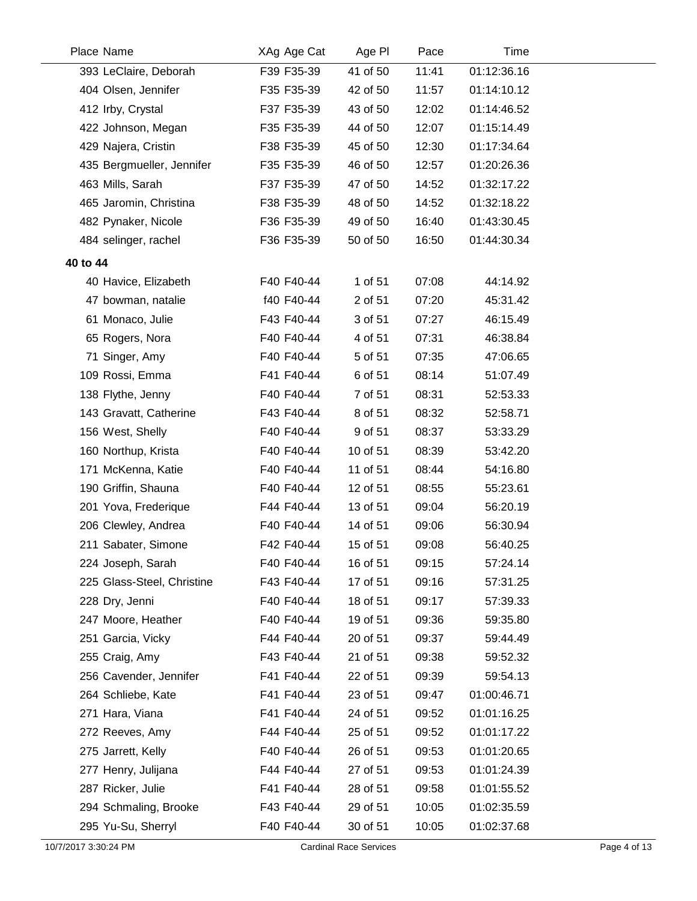| Place | Name | XAg | Age Cat | Age Pl | Pace | Time |
|---|---|---|---|---|---|---|
| 393 | LeClaire, Deborah | F39 | F35-39 | 41 of 50 | 11:41 | 01:12:36.16 |
| 404 | Olsen, Jennifer | F35 | F35-39 | 42 of 50 | 11:57 | 01:14:10.12 |
| 412 | Irby, Crystal | F37 | F35-39 | 43 of 50 | 12:02 | 01:14:46.52 |
| 422 | Johnson, Megan | F35 | F35-39 | 44 of 50 | 12:07 | 01:15:14.49 |
| 429 | Najera, Cristin | F38 | F35-39 | 45 of 50 | 12:30 | 01:17:34.64 |
| 435 | Bergmueller, Jennifer | F35 | F35-39 | 46 of 50 | 12:57 | 01:20:26.36 |
| 463 | Mills, Sarah | F37 | F35-39 | 47 of 50 | 14:52 | 01:32:17.22 |
| 465 | Jaromin, Christina | F38 | F35-39 | 48 of 50 | 14:52 | 01:32:18.22 |
| 482 | Pynaker, Nicole | F36 | F35-39 | 49 of 50 | 16:40 | 01:43:30.45 |
| 484 | selinger, rachel | F36 | F35-39 | 50 of 50 | 16:50 | 01:44:30.34 |

**40 to 44**

| Place | Name | XAg | Age Cat | Age Pl | Pace | Time |
|---|---|---|---|---|---|---|
| 40 | Havice, Elizabeth | F40 | F40-44 | 1 of 51 | 07:08 | 44:14.92 |
| 47 | bowman, natalie | f40 | F40-44 | 2 of 51 | 07:20 | 45:31.42 |
| 61 | Monaco, Julie | F43 | F40-44 | 3 of 51 | 07:27 | 46:15.49 |
| 65 | Rogers, Nora | F40 | F40-44 | 4 of 51 | 07:31 | 46:38.84 |
| 71 | Singer, Amy | F40 | F40-44 | 5 of 51 | 07:35 | 47:06.65 |
| 109 | Rossi, Emma | F41 | F40-44 | 6 of 51 | 08:14 | 51:07.49 |
| 138 | Flythe, Jenny | F40 | F40-44 | 7 of 51 | 08:31 | 52:53.33 |
| 143 | Gravatt, Catherine | F43 | F40-44 | 8 of 51 | 08:32 | 52:58.71 |
| 156 | West, Shelly | F40 | F40-44 | 9 of 51 | 08:37 | 53:33.29 |
| 160 | Northup, Krista | F40 | F40-44 | 10 of 51 | 08:39 | 53:42.20 |
| 171 | McKenna, Katie | F40 | F40-44 | 11 of 51 | 08:44 | 54:16.80 |
| 190 | Griffin, Shauna | F40 | F40-44 | 12 of 51 | 08:55 | 55:23.61 |
| 201 | Yova, Frederique | F44 | F40-44 | 13 of 51 | 09:04 | 56:20.19 |
| 206 | Clewley, Andrea | F40 | F40-44 | 14 of 51 | 09:06 | 56:30.94 |
| 211 | Sabater, Simone | F42 | F40-44 | 15 of 51 | 09:08 | 56:40.25 |
| 224 | Joseph, Sarah | F40 | F40-44 | 16 of 51 | 09:15 | 57:24.14 |
| 225 | Glass-Steel, Christine | F43 | F40-44 | 17 of 51 | 09:16 | 57:31.25 |
| 228 | Dry, Jenni | F40 | F40-44 | 18 of 51 | 09:17 | 57:39.33 |
| 247 | Moore, Heather | F40 | F40-44 | 19 of 51 | 09:36 | 59:35.80 |
| 251 | Garcia, Vicky | F44 | F40-44 | 20 of 51 | 09:37 | 59:44.49 |
| 255 | Craig, Amy | F43 | F40-44 | 21 of 51 | 09:38 | 59:52.32 |
| 256 | Cavender, Jennifer | F41 | F40-44 | 22 of 51 | 09:39 | 59:54.13 |
| 264 | Schliebe, Kate | F41 | F40-44 | 23 of 51 | 09:47 | 01:00:46.71 |
| 271 | Hara, Viana | F41 | F40-44 | 24 of 51 | 09:52 | 01:01:16.25 |
| 272 | Reeves, Amy | F44 | F40-44 | 25 of 51 | 09:52 | 01:01:17.22 |
| 275 | Jarrett, Kelly | F40 | F40-44 | 26 of 51 | 09:53 | 01:01:20.65 |
| 277 | Henry, Julijana | F44 | F40-44 | 27 of 51 | 09:53 | 01:01:24.39 |
| 287 | Ricker, Julie | F41 | F40-44 | 28 of 51 | 09:58 | 01:01:55.52 |
| 294 | Schmaling, Brooke | F43 | F40-44 | 29 of 51 | 10:05 | 01:02:35.59 |
| 295 | Yu-Su, Sherryl | F40 | F40-44 | 30 of 51 | 10:05 | 01:02:37.68 |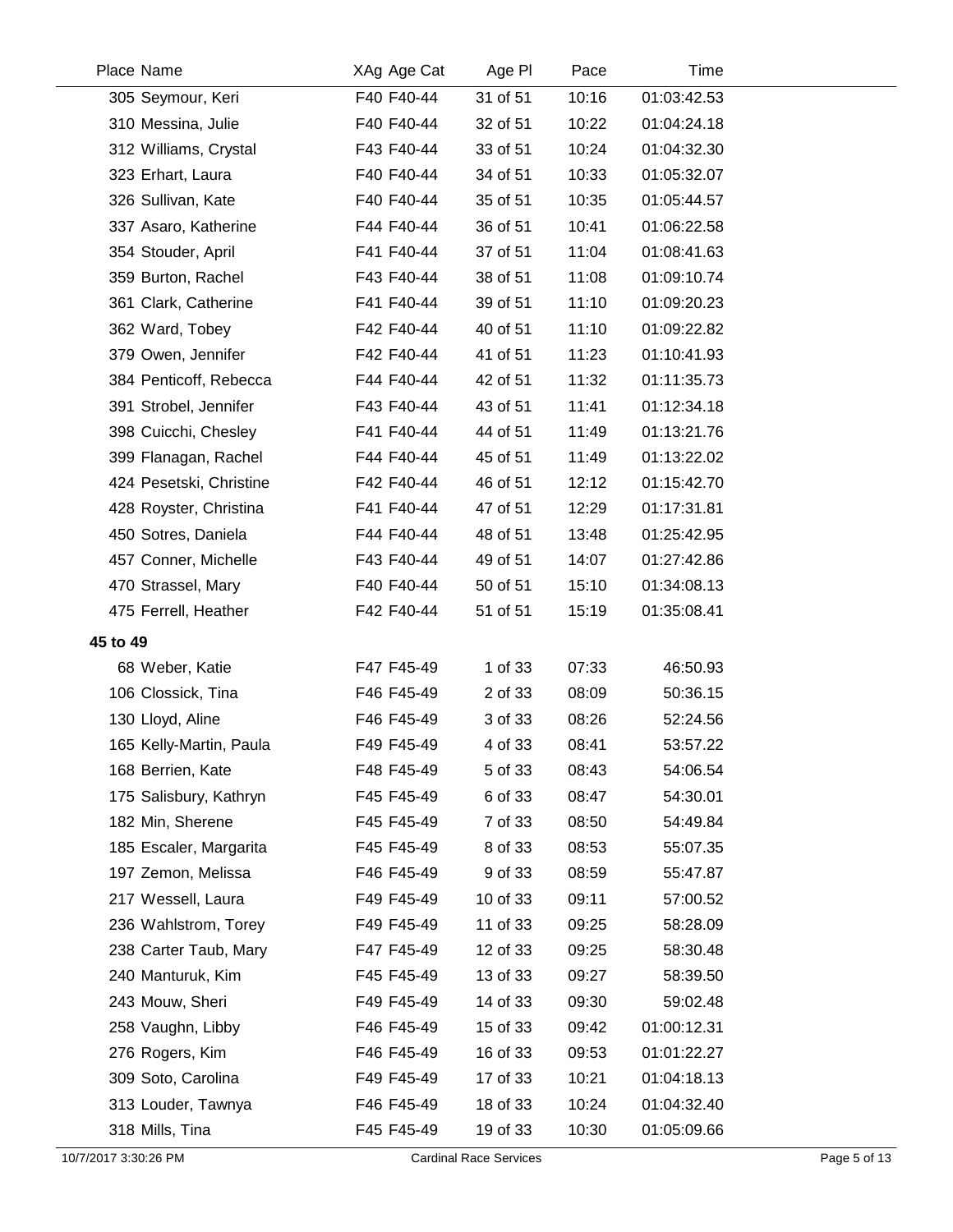| Place | Name | XAg | Age Cat | Age Pl | Pace | Time |
|---|---|---|---|---|---|---|
| 305 | Seymour, Keri | F40 | F40-44 | 31 of 51 | 10:16 | 01:03:42.53 |
| 310 | Messina, Julie | F40 | F40-44 | 32 of 51 | 10:22 | 01:04:24.18 |
| 312 | Williams, Crystal | F43 | F40-44 | 33 of 51 | 10:24 | 01:04:32.30 |
| 323 | Erhart, Laura | F40 | F40-44 | 34 of 51 | 10:33 | 01:05:32.07 |
| 326 | Sullivan, Kate | F40 | F40-44 | 35 of 51 | 10:35 | 01:05:44.57 |
| 337 | Asaro, Katherine | F44 | F40-44 | 36 of 51 | 10:41 | 01:06:22.58 |
| 354 | Stouder, April | F41 | F40-44 | 37 of 51 | 11:04 | 01:08:41.63 |
| 359 | Burton, Rachel | F43 | F40-44 | 38 of 51 | 11:08 | 01:09:10.74 |
| 361 | Clark, Catherine | F41 | F40-44 | 39 of 51 | 11:10 | 01:09:20.23 |
| 362 | Ward, Tobey | F42 | F40-44 | 40 of 51 | 11:10 | 01:09:22.82 |
| 379 | Owen, Jennifer | F42 | F40-44 | 41 of 51 | 11:23 | 01:10:41.93 |
| 384 | Penticoff, Rebecca | F44 | F40-44 | 42 of 51 | 11:32 | 01:11:35.73 |
| 391 | Strobel, Jennifer | F43 | F40-44 | 43 of 51 | 11:41 | 01:12:34.18 |
| 398 | Cuicchi, Chesley | F41 | F40-44 | 44 of 51 | 11:49 | 01:13:21.76 |
| 399 | Flanagan, Rachel | F44 | F40-44 | 45 of 51 | 11:49 | 01:13:22.02 |
| 424 | Pesetski, Christine | F42 | F40-44 | 46 of 51 | 12:12 | 01:15:42.70 |
| 428 | Royster, Christina | F41 | F40-44 | 47 of 51 | 12:29 | 01:17:31.81 |
| 450 | Sotres, Daniela | F44 | F40-44 | 48 of 51 | 13:48 | 01:25:42.95 |
| 457 | Conner, Michelle | F43 | F40-44 | 49 of 51 | 14:07 | 01:27:42.86 |
| 470 | Strassel, Mary | F40 | F40-44 | 50 of 51 | 15:10 | 01:34:08.13 |
| 475 | Ferrell, Heather | F42 | F40-44 | 51 of 51 | 15:19 | 01:35:08.41 |

**45 to 49**

| Place | Name | XAg | Age Cat | Age Pl | Pace | Time |
|---|---|---|---|---|---|---|
| 68 | Weber, Katie | F47 | F45-49 | 1 of 33 | 07:33 | 46:50.93 |
| 106 | Clossick, Tina | F46 | F45-49 | 2 of 33 | 08:09 | 50:36.15 |
| 130 | Lloyd, Aline | F46 | F45-49 | 3 of 33 | 08:26 | 52:24.56 |
| 165 | Kelly-Martin, Paula | F49 | F45-49 | 4 of 33 | 08:41 | 53:57.22 |
| 168 | Berrien, Kate | F48 | F45-49 | 5 of 33 | 08:43 | 54:06.54 |
| 175 | Salisbury, Kathryn | F45 | F45-49 | 6 of 33 | 08:47 | 54:30.01 |
| 182 | Min, Sherene | F45 | F45-49 | 7 of 33 | 08:50 | 54:49.84 |
| 185 | Escaler, Margarita | F45 | F45-49 | 8 of 33 | 08:53 | 55:07.35 |
| 197 | Zemon, Melissa | F46 | F45-49 | 9 of 33 | 08:59 | 55:47.87 |
| 217 | Wessell, Laura | F49 | F45-49 | 10 of 33 | 09:11 | 57:00.52 |
| 236 | Wahlstrom, Torey | F49 | F45-49 | 11 of 33 | 09:25 | 58:28.09 |
| 238 | Carter Taub, Mary | F47 | F45-49 | 12 of 33 | 09:25 | 58:30.48 |
| 240 | Manturuk, Kim | F45 | F45-49 | 13 of 33 | 09:27 | 58:39.50 |
| 243 | Mouw, Sheri | F49 | F45-49 | 14 of 33 | 09:30 | 59:02.48 |
| 258 | Vaughn, Libby | F46 | F45-49 | 15 of 33 | 09:42 | 01:00:12.31 |
| 276 | Rogers, Kim | F46 | F45-49 | 16 of 33 | 09:53 | 01:01:22.27 |
| 309 | Soto, Carolina | F49 | F45-49 | 17 of 33 | 10:21 | 01:04:18.13 |
| 313 | Louder, Tawnya | F46 | F45-49 | 18 of 33 | 10:24 | 01:04:32.40 |
| 318 | Mills, Tina | F45 | F45-49 | 19 of 33 | 10:30 | 01:05:09.66 |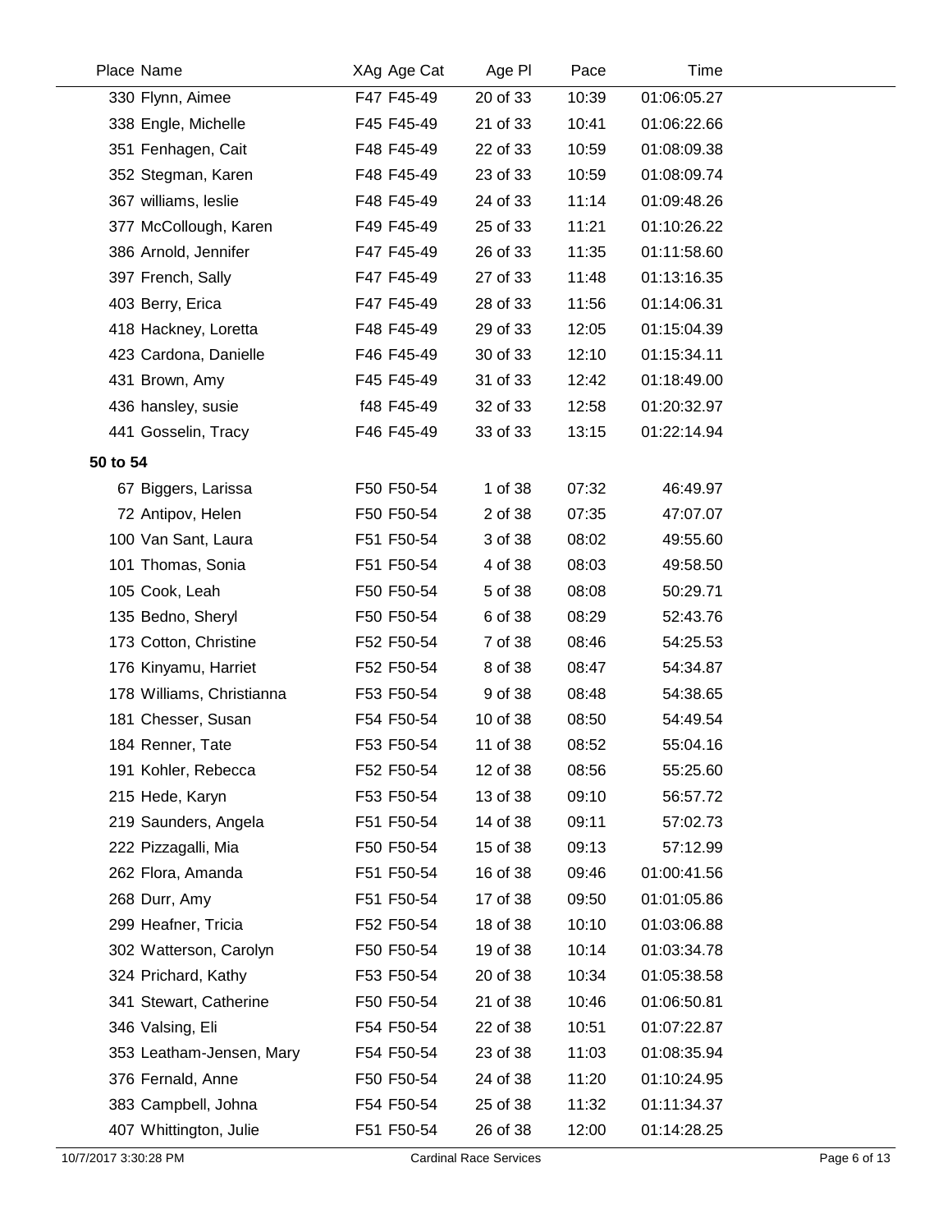| Place | Name | XAg | Age Cat | Age Pl | Pace | Time |
|---|---|---|---|---|---|---|
| 330 | Flynn, Aimee | F47 | F45-49 | 20 of 33 | 10:39 | 01:06:05.27 |
| 338 | Engle, Michelle | F45 | F45-49 | 21 of 33 | 10:41 | 01:06:22.66 |
| 351 | Fenhagen, Cait | F48 | F45-49 | 22 of 33 | 10:59 | 01:08:09.38 |
| 352 | Stegman, Karen | F48 | F45-49 | 23 of 33 | 10:59 | 01:08:09.74 |
| 367 | williams, leslie | F48 | F45-49 | 24 of 33 | 11:14 | 01:09:48.26 |
| 377 | McCollough, Karen | F49 | F45-49 | 25 of 33 | 11:21 | 01:10:26.22 |
| 386 | Arnold, Jennifer | F47 | F45-49 | 26 of 33 | 11:35 | 01:11:58.60 |
| 397 | French, Sally | F47 | F45-49 | 27 of 33 | 11:48 | 01:13:16.35 |
| 403 | Berry, Erica | F47 | F45-49 | 28 of 33 | 11:56 | 01:14:06.31 |
| 418 | Hackney, Loretta | F48 | F45-49 | 29 of 33 | 12:05 | 01:15:04.39 |
| 423 | Cardona, Danielle | F46 | F45-49 | 30 of 33 | 12:10 | 01:15:34.11 |
| 431 | Brown, Amy | F45 | F45-49 | 31 of 33 | 12:42 | 01:18:49.00 |
| 436 | hansley, susie | f48 | F45-49 | 32 of 33 | 12:58 | 01:20:32.97 |
| 441 | Gosselin, Tracy | F46 | F45-49 | 33 of 33 | 13:15 | 01:22:14.94 |

**50 to 54**

| Place | Name | XAg | Age Cat | Age Pl | Pace | Time |
|---|---|---|---|---|---|---|
| 67 | Biggers, Larissa | F50 | F50-54 | 1 of 38 | 07:32 | 46:49.97 |
| 72 | Antipov, Helen | F50 | F50-54 | 2 of 38 | 07:35 | 47:07.07 |
| 100 | Van Sant, Laura | F51 | F50-54 | 3 of 38 | 08:02 | 49:55.60 |
| 101 | Thomas, Sonia | F51 | F50-54 | 4 of 38 | 08:03 | 49:58.50 |
| 105 | Cook, Leah | F50 | F50-54 | 5 of 38 | 08:08 | 50:29.71 |
| 135 | Bedno, Sheryl | F50 | F50-54 | 6 of 38 | 08:29 | 52:43.76 |
| 173 | Cotton, Christine | F52 | F50-54 | 7 of 38 | 08:46 | 54:25.53 |
| 176 | Kinyamu, Harriet | F52 | F50-54 | 8 of 38 | 08:47 | 54:34.87 |
| 178 | Williams, Christianna | F53 | F50-54 | 9 of 38 | 08:48 | 54:38.65 |
| 181 | Chesser, Susan | F54 | F50-54 | 10 of 38 | 08:50 | 54:49.54 |
| 184 | Renner, Tate | F53 | F50-54 | 11 of 38 | 08:52 | 55:04.16 |
| 191 | Kohler, Rebecca | F52 | F50-54 | 12 of 38 | 08:56 | 55:25.60 |
| 215 | Hede, Karyn | F53 | F50-54 | 13 of 38 | 09:10 | 56:57.72 |
| 219 | Saunders, Angela | F51 | F50-54 | 14 of 38 | 09:11 | 57:02.73 |
| 222 | Pizzagalli, Mia | F50 | F50-54 | 15 of 38 | 09:13 | 57:12.99 |
| 262 | Flora, Amanda | F51 | F50-54 | 16 of 38 | 09:46 | 01:00:41.56 |
| 268 | Durr, Amy | F51 | F50-54 | 17 of 38 | 09:50 | 01:01:05.86 |
| 299 | Heafner, Tricia | F52 | F50-54 | 18 of 38 | 10:10 | 01:03:06.88 |
| 302 | Watterson, Carolyn | F50 | F50-54 | 19 of 38 | 10:14 | 01:03:34.78 |
| 324 | Prichard, Kathy | F53 | F50-54 | 20 of 38 | 10:34 | 01:05:38.58 |
| 341 | Stewart, Catherine | F50 | F50-54 | 21 of 38 | 10:46 | 01:06:50.81 |
| 346 | Valsing, Eli | F54 | F50-54 | 22 of 38 | 10:51 | 01:07:22.87 |
| 353 | Leatham-Jensen, Mary | F54 | F50-54 | 23 of 38 | 11:03 | 01:08:35.94 |
| 376 | Fernald, Anne | F50 | F50-54 | 24 of 38 | 11:20 | 01:10:24.95 |
| 383 | Campbell, Johna | F54 | F50-54 | 25 of 38 | 11:32 | 01:11:34.37 |
| 407 | Whittington, Julie | F51 | F50-54 | 26 of 38 | 12:00 | 01:14:28.25 |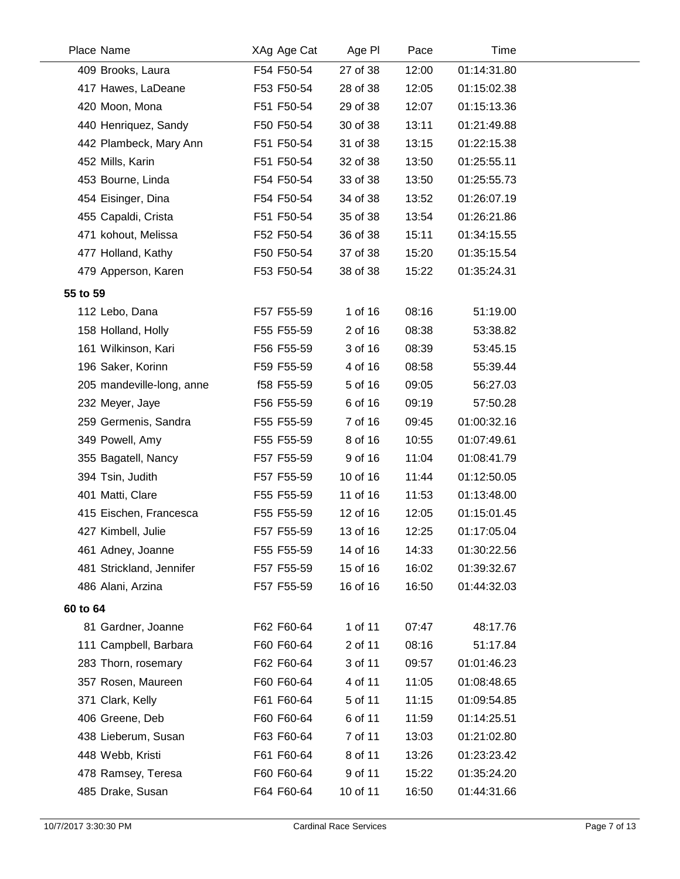| Place | Name | XAg | Age Cat | Age Pl | Pace | Time |
|---|---|---|---|---|---|---|
| 409 | Brooks, Laura | F54 | F50-54 | 27 of 38 | 12:00 | 01:14:31.80 |
| 417 | Hawes, LaDeane | F53 | F50-54 | 28 of 38 | 12:05 | 01:15:02.38 |
| 420 | Moon, Mona | F51 | F50-54 | 29 of 38 | 12:07 | 01:15:13.36 |
| 440 | Henriquez, Sandy | F50 | F50-54 | 30 of 38 | 13:11 | 01:21:49.88 |
| 442 | Plambeck, Mary Ann | F51 | F50-54 | 31 of 38 | 13:15 | 01:22:15.38 |
| 452 | Mills, Karin | F51 | F50-54 | 32 of 38 | 13:50 | 01:25:55.11 |
| 453 | Bourne, Linda | F54 | F50-54 | 33 of 38 | 13:50 | 01:25:55.73 |
| 454 | Eisinger, Dina | F54 | F50-54 | 34 of 38 | 13:52 | 01:26:07.19 |
| 455 | Capaldi, Crista | F51 | F50-54 | 35 of 38 | 13:54 | 01:26:21.86 |
| 471 | kohout, Melissa | F52 | F50-54 | 36 of 38 | 15:11 | 01:34:15.55 |
| 477 | Holland, Kathy | F50 | F50-54 | 37 of 38 | 15:20 | 01:35:15.54 |
| 479 | Apperson, Karen | F53 | F50-54 | 38 of 38 | 15:22 | 01:35:24.31 |
| **55 to 59** | | | | | | |
| 112 | Lebo, Dana | F57 | F55-59 | 1 of 16 | 08:16 | 51:19.00 |
| 158 | Holland, Holly | F55 | F55-59 | 2 of 16 | 08:38 | 53:38.82 |
| 161 | Wilkinson, Kari | F56 | F55-59 | 3 of 16 | 08:39 | 53:45.15 |
| 196 | Saker, Korinn | F59 | F55-59 | 4 of 16 | 08:58 | 55:39.44 |
| 205 | mandeville-long, anne | f58 | F55-59 | 5 of 16 | 09:05 | 56:27.03 |
| 232 | Meyer, Jaye | F56 | F55-59 | 6 of 16 | 09:19 | 57:50.28 |
| 259 | Germenis, Sandra | F55 | F55-59 | 7 of 16 | 09:45 | 01:00:32.16 |
| 349 | Powell, Amy | F55 | F55-59 | 8 of 16 | 10:55 | 01:07:49.61 |
| 355 | Bagatell, Nancy | F57 | F55-59 | 9 of 16 | 11:04 | 01:08:41.79 |
| 394 | Tsin, Judith | F57 | F55-59 | 10 of 16 | 11:44 | 01:12:50.05 |
| 401 | Matti, Clare | F55 | F55-59 | 11 of 16 | 11:53 | 01:13:48.00 |
| 415 | Eischen, Francesca | F55 | F55-59 | 12 of 16 | 12:05 | 01:15:01.45 |
| 427 | Kimbell, Julie | F57 | F55-59 | 13 of 16 | 12:25 | 01:17:05.04 |
| 461 | Adney, Joanne | F55 | F55-59 | 14 of 16 | 14:33 | 01:30:22.56 |
| 481 | Strickland, Jennifer | F57 | F55-59 | 15 of 16 | 16:02 | 01:39:32.67 |
| 486 | Alani, Arzina | F57 | F55-59 | 16 of 16 | 16:50 | 01:44:32.03 |
| **60 to 64** | | | | | | |
| 81 | Gardner, Joanne | F62 | F60-64 | 1 of 11 | 07:47 | 48:17.76 |
| 111 | Campbell, Barbara | F60 | F60-64 | 2 of 11 | 08:16 | 51:17.84 |
| 283 | Thorn, rosemary | F62 | F60-64 | 3 of 11 | 09:57 | 01:01:46.23 |
| 357 | Rosen, Maureen | F60 | F60-64 | 4 of 11 | 11:05 | 01:08:48.65 |
| 371 | Clark, Kelly | F61 | F60-64 | 5 of 11 | 11:15 | 01:09:54.85 |
| 406 | Greene, Deb | F60 | F60-64 | 6 of 11 | 11:59 | 01:14:25.51 |
| 438 | Lieberum, Susan | F63 | F60-64 | 7 of 11 | 13:03 | 01:21:02.80 |
| 448 | Webb, Kristi | F61 | F60-64 | 8 of 11 | 13:26 | 01:23:23.42 |
| 478 | Ramsey, Teresa | F60 | F60-64 | 9 of 11 | 15:22 | 01:35:24.20 |
| 485 | Drake, Susan | F64 | F60-64 | 10 of 11 | 16:50 | 01:44:31.66 |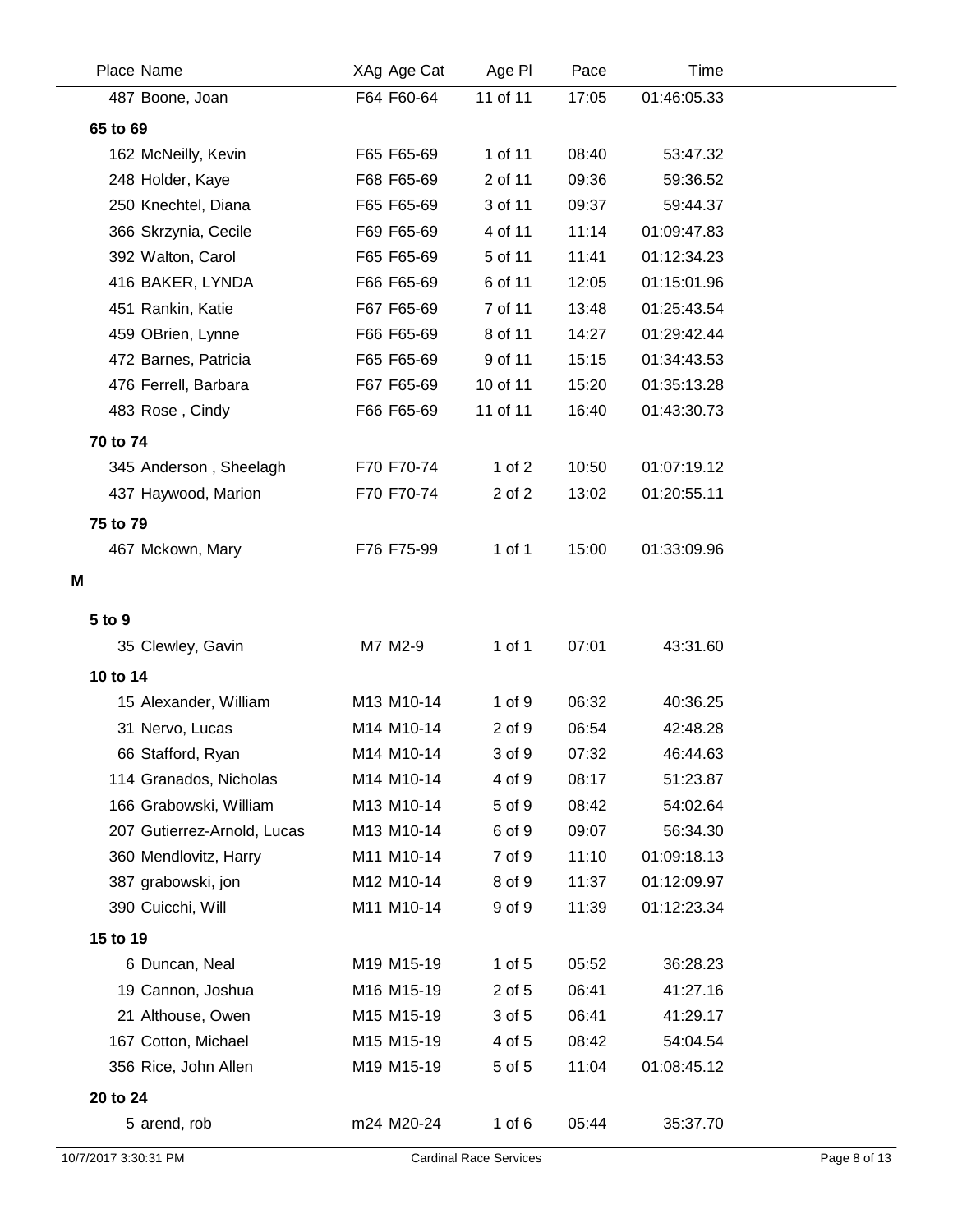| Place | Name | XAg | Age Cat | Age Pl | Pace | Time |
|---|---|---|---|---|---|---|
| 487 | Boone, Joan | F64 | F60-64 | 11 of 11 | 17:05 | 01:46:05.33 |
| **65 to 69** | | | | | | |
| 162 | McNeilly, Kevin | F65 | F65-69 | 1 of 11 | 08:40 | 53:47.32 |
| 248 | Holder, Kaye | F68 | F65-69 | 2 of 11 | 09:36 | 59:36.52 |
| 250 | Knechtel, Diana | F65 | F65-69 | 3 of 11 | 09:37 | 59:44.37 |
| 366 | Skrzynia, Cecile | F69 | F65-69 | 4 of 11 | 11:14 | 01:09:47.83 |
| 392 | Walton, Carol | F65 | F65-69 | 5 of 11 | 11:41 | 01:12:34.23 |
| 416 | BAKER, LYNDA | F66 | F65-69 | 6 of 11 | 12:05 | 01:15:01.96 |
| 451 | Rankin, Katie | F67 | F65-69 | 7 of 11 | 13:48 | 01:25:43.54 |
| 459 | OBrien, Lynne | F66 | F65-69 | 8 of 11 | 14:27 | 01:29:42.44 |
| 472 | Barnes, Patricia | F65 | F65-69 | 9 of 11 | 15:15 | 01:34:43.53 |
| 476 | Ferrell, Barbara | F67 | F65-69 | 10 of 11 | 15:20 | 01:35:13.28 |
| 483 | Rose , Cindy | F66 | F65-69 | 11 of 11 | 16:40 | 01:43:30.73 |
| **70 to 74** | | | | | | |
| 345 | Anderson , Sheelagh | F70 | F70-74 | 1 of 2 | 10:50 | 01:07:19.12 |
| 437 | Haywood, Marion | F70 | F70-74 | 2 of 2 | 13:02 | 01:20:55.11 |
| **75 to 79** | | | | | | |
| 467 | Mckown, Mary | F76 | F75-99 | 1 of 1 | 15:00 | 01:33:09.96 |
| **M** | | | | | | |
| **5 to 9** | | | | | | |
| 35 | Clewley, Gavin | M7 | M2-9 | 1 of 1 | 07:01 | 43:31.60 |
| **10 to 14** | | | | | | |
| 15 | Alexander, William | M13 | M10-14 | 1 of 9 | 06:32 | 40:36.25 |
| 31 | Nervo, Lucas | M14 | M10-14 | 2 of 9 | 06:54 | 42:48.28 |
| 66 | Stafford, Ryan | M14 | M10-14 | 3 of 9 | 07:32 | 46:44.63 |
| 114 | Granados, Nicholas | M14 | M10-14 | 4 of 9 | 08:17 | 51:23.87 |
| 166 | Grabowski, William | M13 | M10-14 | 5 of 9 | 08:42 | 54:02.64 |
| 207 | Gutierrez-Arnold, Lucas | M13 | M10-14 | 6 of 9 | 09:07 | 56:34.30 |
| 360 | Mendlovitz, Harry | M11 | M10-14 | 7 of 9 | 11:10 | 01:09:18.13 |
| 387 | grabowski, jon | M12 | M10-14 | 8 of 9 | 11:37 | 01:12:09.97 |
| 390 | Cuicchi, Will | M11 | M10-14 | 9 of 9 | 11:39 | 01:12:23.34 |
| **15 to 19** | | | | | | |
| 6 | Duncan, Neal | M19 | M15-19 | 1 of 5 | 05:52 | 36:28.23 |
| 19 | Cannon, Joshua | M16 | M15-19 | 2 of 5 | 06:41 | 41:27.16 |
| 21 | Althouse, Owen | M15 | M15-19 | 3 of 5 | 06:41 | 41:29.17 |
| 167 | Cotton, Michael | M15 | M15-19 | 4 of 5 | 08:42 | 54:04.54 |
| 356 | Rice, John Allen | M19 | M15-19 | 5 of 5 | 11:04 | 01:08:45.12 |
| **20 to 24** | | | | | | |
| 5 | arend, rob | m24 | M20-24 | 1 of 6 | 05:44 | 35:37.70 |

10/7/2017 3:30:31 PM Cardinal Race Services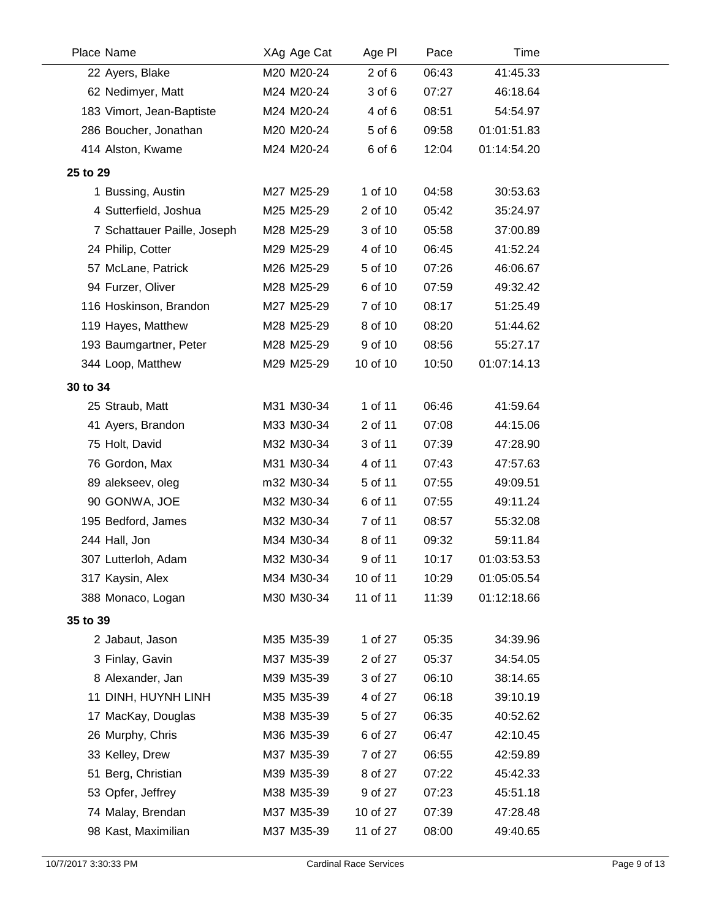| Place | Name | XAg | Age Cat | Age Pl | Pace | Time |
|---|---|---|---|---|---|---|
| 22 | Ayers, Blake | M20 | M20-24 | 2 of 6 | 06:43 | 41:45.33 |
| 62 | Nedimyer, Matt | M24 | M20-24 | 3 of 6 | 07:27 | 46:18.64 |
| 183 | Vimort, Jean-Baptiste | M24 | M20-24 | 4 of 6 | 08:51 | 54:54.97 |
| 286 | Boucher, Jonathan | M20 | M20-24 | 5 of 6 | 09:58 | 01:01:51.83 |
| 414 | Alston, Kwame | M24 | M20-24 | 6 of 6 | 12:04 | 01:14:54.20 |
| **25 to 29** | | | | | | |
| 1 | Bussing, Austin | M27 | M25-29 | 1 of 10 | 04:58 | 30:53.63 |
| 4 | Sutterfield, Joshua | M25 | M25-29 | 2 of 10 | 05:42 | 35:24.97 |
| 7 | Schattauer Paille, Joseph | M28 | M25-29 | 3 of 10 | 05:58 | 37:00.89 |
| 24 | Philip, Cotter | M29 | M25-29 | 4 of 10 | 06:45 | 41:52.24 |
| 57 | McLane, Patrick | M26 | M25-29 | 5 of 10 | 07:26 | 46:06.67 |
| 94 | Furzer, Oliver | M28 | M25-29 | 6 of 10 | 07:59 | 49:32.42 |
| 116 | Hoskinson, Brandon | M27 | M25-29 | 7 of 10 | 08:17 | 51:25.49 |
| 119 | Hayes, Matthew | M28 | M25-29 | 8 of 10 | 08:20 | 51:44.62 |
| 193 | Baumgartner, Peter | M28 | M25-29 | 9 of 10 | 08:56 | 55:27.17 |
| 344 | Loop, Matthew | M29 | M25-29 | 10 of 10 | 10:50 | 01:07:14.13 |
| **30 to 34** | | | | | | |
| 25 | Straub, Matt | M31 | M30-34 | 1 of 11 | 06:46 | 41:59.64 |
| 41 | Ayers, Brandon | M33 | M30-34 | 2 of 11 | 07:08 | 44:15.06 |
| 75 | Holt, David | M32 | M30-34 | 3 of 11 | 07:39 | 47:28.90 |
| 76 | Gordon, Max | M31 | M30-34 | 4 of 11 | 07:43 | 47:57.63 |
| 89 | alekseev, oleg | m32 | M30-34 | 5 of 11 | 07:55 | 49:09.51 |
| 90 | GONWA, JOE | M32 | M30-34 | 6 of 11 | 07:55 | 49:11.24 |
| 195 | Bedford, James | M32 | M30-34 | 7 of 11 | 08:57 | 55:32.08 |
| 244 | Hall, Jon | M34 | M30-34 | 8 of 11 | 09:32 | 59:11.84 |
| 307 | Lutterloh, Adam | M32 | M30-34 | 9 of 11 | 10:17 | 01:03:53.53 |
| 317 | Kaysin, Alex | M34 | M30-34 | 10 of 11 | 10:29 | 01:05:05.54 |
| 388 | Monaco, Logan | M30 | M30-34 | 11 of 11 | 11:39 | 01:12:18.66 |
| **35 to 39** | | | | | | |
| 2 | Jabaut, Jason | M35 | M35-39 | 1 of 27 | 05:35 | 34:39.96 |
| 3 | Finlay, Gavin | M37 | M35-39 | 2 of 27 | 05:37 | 34:54.05 |
| 8 | Alexander, Jan | M39 | M35-39 | 3 of 27 | 06:10 | 38:14.65 |
| 11 | DINH, HUYNH LINH | M35 | M35-39 | 4 of 27 | 06:18 | 39:10.19 |
| 17 | MacKay, Douglas | M38 | M35-39 | 5 of 27 | 06:35 | 40:52.62 |
| 26 | Murphy, Chris | M36 | M35-39 | 6 of 27 | 06:47 | 42:10.45 |
| 33 | Kelley, Drew | M37 | M35-39 | 7 of 27 | 06:55 | 42:59.89 |
| 51 | Berg, Christian | M39 | M35-39 | 8 of 27 | 07:22 | 45:42.33 |
| 53 | Opfer, Jeffrey | M38 | M35-39 | 9 of 27 | 07:23 | 45:51.18 |
| 74 | Malay, Brendan | M37 | M35-39 | 10 of 27 | 07:39 | 47:28.48 |
| 98 | Kast, Maximilian | M37 | M35-39 | 11 of 27 | 08:00 | 49:40.65 |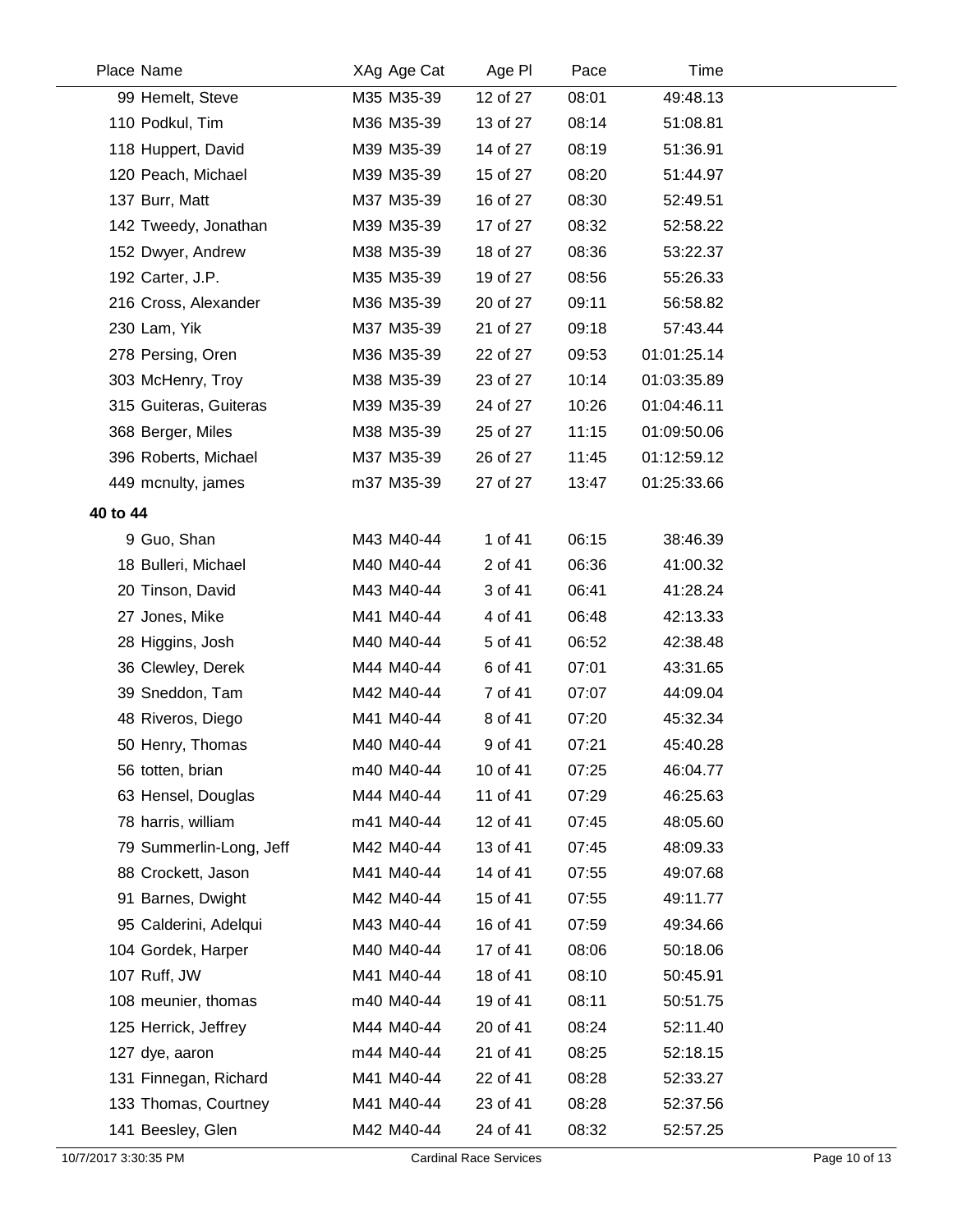| Place | Name | XAg | Age Cat | Age Pl | Pace | Time |
|---|---|---|---|---|---|---|
| 99 | Hemelt, Steve | M35 | M35-39 | 12 of 27 | 08:01 | 49:48.13 |
| 110 | Podkul, Tim | M36 | M35-39 | 13 of 27 | 08:14 | 51:08.81 |
| 118 | Huppert, David | M39 | M35-39 | 14 of 27 | 08:19 | 51:36.91 |
| 120 | Peach, Michael | M39 | M35-39 | 15 of 27 | 08:20 | 51:44.97 |
| 137 | Burr, Matt | M37 | M35-39 | 16 of 27 | 08:30 | 52:49.51 |
| 142 | Tweedy, Jonathan | M39 | M35-39 | 17 of 27 | 08:32 | 52:58.22 |
| 152 | Dwyer, Andrew | M38 | M35-39 | 18 of 27 | 08:36 | 53:22.37 |
| 192 | Carter, J.P. | M35 | M35-39 | 19 of 27 | 08:56 | 55:26.33 |
| 216 | Cross, Alexander | M36 | M35-39 | 20 of 27 | 09:11 | 56:58.82 |
| 230 | Lam, Yik | M37 | M35-39 | 21 of 27 | 09:18 | 57:43.44 |
| 278 | Persing, Oren | M36 | M35-39 | 22 of 27 | 09:53 | 01:01:25.14 |
| 303 | McHenry, Troy | M38 | M35-39 | 23 of 27 | 10:14 | 01:03:35.89 |
| 315 | Guiteras, Guiteras | M39 | M35-39 | 24 of 27 | 10:26 | 01:04:46.11 |
| 368 | Berger, Miles | M38 | M35-39 | 25 of 27 | 11:15 | 01:09:50.06 |
| 396 | Roberts, Michael | M37 | M35-39 | 26 of 27 | 11:45 | 01:12:59.12 |
| 449 | mcnulty, james | m37 | M35-39 | 27 of 27 | 13:47 | 01:25:33.66 |
| **40 to 44** | | | | | | |
| 9 | Guo, Shan | M43 | M40-44 | 1 of 41 | 06:15 | 38:46.39 |
| 18 | Bulleri, Michael | M40 | M40-44 | 2 of 41 | 06:36 | 41:00.32 |
| 20 | Tinson, David | M43 | M40-44 | 3 of 41 | 06:41 | 41:28.24 |
| 27 | Jones, Mike | M41 | M40-44 | 4 of 41 | 06:48 | 42:13.33 |
| 28 | Higgins, Josh | M40 | M40-44 | 5 of 41 | 06:52 | 42:38.48 |
| 36 | Clewley, Derek | M44 | M40-44 | 6 of 41 | 07:01 | 43:31.65 |
| 39 | Sneddon, Tam | M42 | M40-44 | 7 of 41 | 07:07 | 44:09.04 |
| 48 | Riveros, Diego | M41 | M40-44 | 8 of 41 | 07:20 | 45:32.34 |
| 50 | Henry, Thomas | M40 | M40-44 | 9 of 41 | 07:21 | 45:40.28 |
| 56 | totten, brian | m40 | M40-44 | 10 of 41 | 07:25 | 46:04.77 |
| 63 | Hensel, Douglas | M44 | M40-44 | 11 of 41 | 07:29 | 46:25.63 |
| 78 | harris, william | m41 | M40-44 | 12 of 41 | 07:45 | 48:05.60 |
| 79 | Summerlin-Long, Jeff | M42 | M40-44 | 13 of 41 | 07:45 | 48:09.33 |
| 88 | Crockett, Jason | M41 | M40-44 | 14 of 41 | 07:55 | 49:07.68 |
| 91 | Barnes, Dwight | M42 | M40-44 | 15 of 41 | 07:55 | 49:11.77 |
| 95 | Calderini, Adelqui | M43 | M40-44 | 16 of 41 | 07:59 | 49:34.66 |
| 104 | Gordek, Harper | M40 | M40-44 | 17 of 41 | 08:06 | 50:18.06 |
| 107 | Ruff, JW | M41 | M40-44 | 18 of 41 | 08:10 | 50:45.91 |
| 108 | meunier, thomas | m40 | M40-44 | 19 of 41 | 08:11 | 50:51.75 |
| 125 | Herrick, Jeffrey | M44 | M40-44 | 20 of 41 | 08:24 | 52:11.40 |
| 127 | dye, aaron | m44 | M40-44 | 21 of 41 | 08:25 | 52:18.15 |
| 131 | Finnegan, Richard | M41 | M40-44 | 22 of 41 | 08:28 | 52:33.27 |
| 133 | Thomas, Courtney | M41 | M40-44 | 23 of 41 | 08:28 | 52:37.56 |
| 141 | Beesley, Glen | M42 | M40-44 | 24 of 41 | 08:32 | 52:57.25 |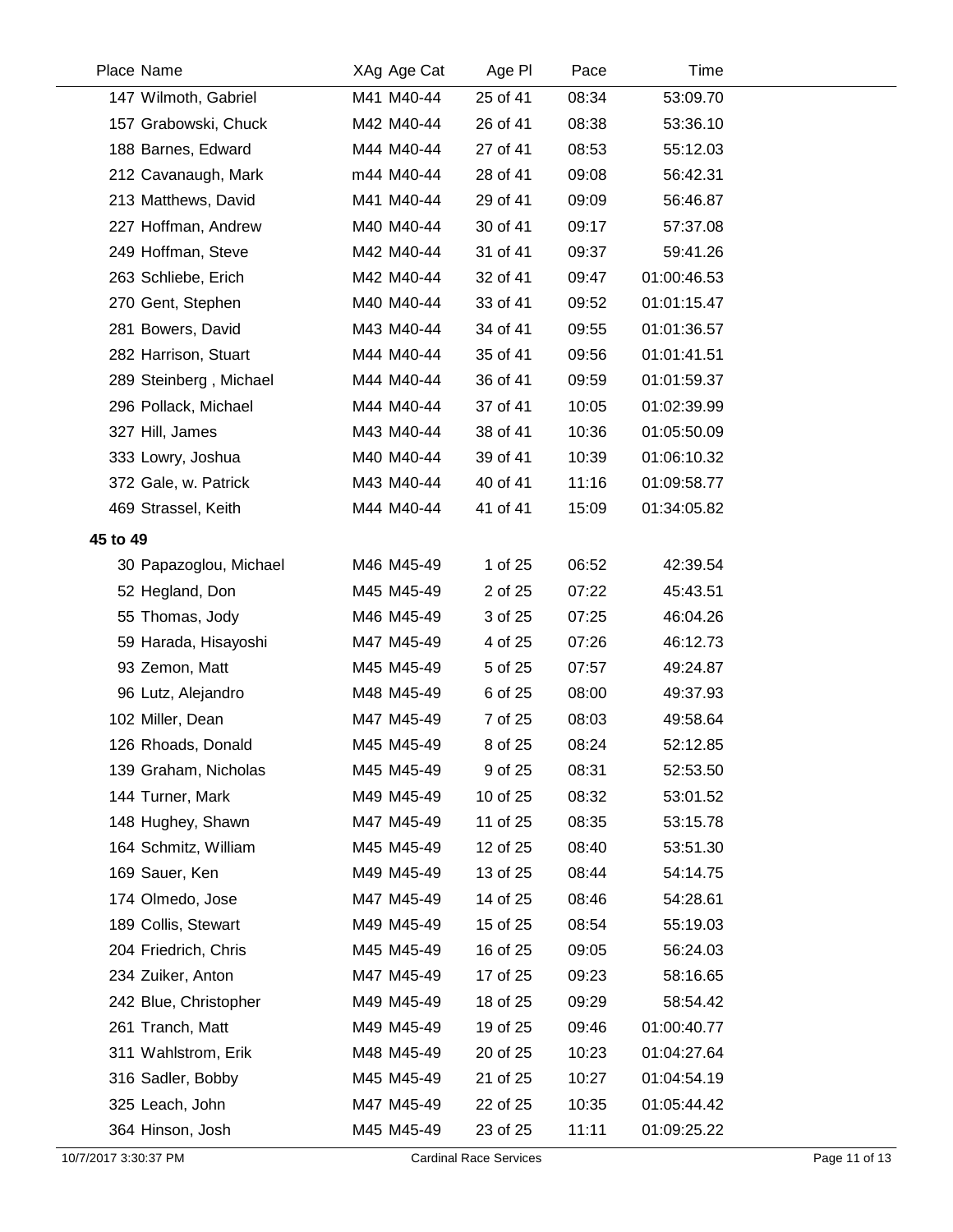| Place | Name | XAg | Age Cat | Age Pl | Pace | Time |
|---|---|---|---|---|---|---|
| 147 | Wilmoth, Gabriel | M41 | M40-44 | 25 of 41 | 08:34 | 53:09.70 |
| 157 | Grabowski, Chuck | M42 | M40-44 | 26 of 41 | 08:38 | 53:36.10 |
| 188 | Barnes, Edward | M44 | M40-44 | 27 of 41 | 08:53 | 55:12.03 |
| 212 | Cavanaugh, Mark | m44 | M40-44 | 28 of 41 | 09:08 | 56:42.31 |
| 213 | Matthews, David | M41 | M40-44 | 29 of 41 | 09:09 | 56:46.87 |
| 227 | Hoffman, Andrew | M40 | M40-44 | 30 of 41 | 09:17 | 57:37.08 |
| 249 | Hoffman, Steve | M42 | M40-44 | 31 of 41 | 09:37 | 59:41.26 |
| 263 | Schliebe, Erich | M42 | M40-44 | 32 of 41 | 09:47 | 01:00:46.53 |
| 270 | Gent, Stephen | M40 | M40-44 | 33 of 41 | 09:52 | 01:01:15.47 |
| 281 | Bowers, David | M43 | M40-44 | 34 of 41 | 09:55 | 01:01:36.57 |
| 282 | Harrison, Stuart | M44 | M40-44 | 35 of 41 | 09:56 | 01:01:41.51 |
| 289 | Steinberg , Michael | M44 | M40-44 | 36 of 41 | 09:59 | 01:01:59.37 |
| 296 | Pollack, Michael | M44 | M40-44 | 37 of 41 | 10:05 | 01:02:39.99 |
| 327 | Hill, James | M43 | M40-44 | 38 of 41 | 10:36 | 01:05:50.09 |
| 333 | Lowry, Joshua | M40 | M40-44 | 39 of 41 | 10:39 | 01:06:10.32 |
| 372 | Gale, w. Patrick | M43 | M40-44 | 40 of 41 | 11:16 | 01:09:58.77 |
| 469 | Strassel, Keith | M44 | M40-44 | 41 of 41 | 15:09 | 01:34:05.82 |

**45 to 49**

| Place | Name | XAg | Age Cat | Age Pl | Pace | Time |
|---|---|---|---|---|---|---|
| 30 | Papazoglou, Michael | M46 | M45-49 | 1 of 25 | 06:52 | 42:39.54 |
| 52 | Hegland, Don | M45 | M45-49 | 2 of 25 | 07:22 | 45:43.51 |
| 55 | Thomas, Jody | M46 | M45-49 | 3 of 25 | 07:25 | 46:04.26 |
| 59 | Harada, Hisayoshi | M47 | M45-49 | 4 of 25 | 07:26 | 46:12.73 |
| 93 | Zemon, Matt | M45 | M45-49 | 5 of 25 | 07:57 | 49:24.87 |
| 96 | Lutz, Alejandro | M48 | M45-49 | 6 of 25 | 08:00 | 49:37.93 |
| 102 | Miller, Dean | M47 | M45-49 | 7 of 25 | 08:03 | 49:58.64 |
| 126 | Rhoads, Donald | M45 | M45-49 | 8 of 25 | 08:24 | 52:12.85 |
| 139 | Graham, Nicholas | M45 | M45-49 | 9 of 25 | 08:31 | 52:53.50 |
| 144 | Turner, Mark | M49 | M45-49 | 10 of 25 | 08:32 | 53:01.52 |
| 148 | Hughey, Shawn | M47 | M45-49 | 11 of 25 | 08:35 | 53:15.78 |
| 164 | Schmitz, William | M45 | M45-49 | 12 of 25 | 08:40 | 53:51.30 |
| 169 | Sauer, Ken | M49 | M45-49 | 13 of 25 | 08:44 | 54:14.75 |
| 174 | Olmedo, Jose | M47 | M45-49 | 14 of 25 | 08:46 | 54:28.61 |
| 189 | Collis, Stewart | M49 | M45-49 | 15 of 25 | 08:54 | 55:19.03 |
| 204 | Friedrich, Chris | M45 | M45-49 | 16 of 25 | 09:05 | 56:24.03 |
| 234 | Zuiker, Anton | M47 | M45-49 | 17 of 25 | 09:23 | 58:16.65 |
| 242 | Blue, Christopher | M49 | M45-49 | 18 of 25 | 09:29 | 58:54.42 |
| 261 | Tranch, Matt | M49 | M45-49 | 19 of 25 | 09:46 | 01:00:40.77 |
| 311 | Wahlstrom, Erik | M48 | M45-49 | 20 of 25 | 10:23 | 01:04:27.64 |
| 316 | Sadler, Bobby | M45 | M45-49 | 21 of 25 | 10:27 | 01:04:54.19 |
| 325 | Leach, John | M47 | M45-49 | 22 of 25 | 10:35 | 01:05:44.42 |
| 364 | Hinson, Josh | M45 | M45-49 | 23 of 25 | 11:11 | 01:09:25.22 |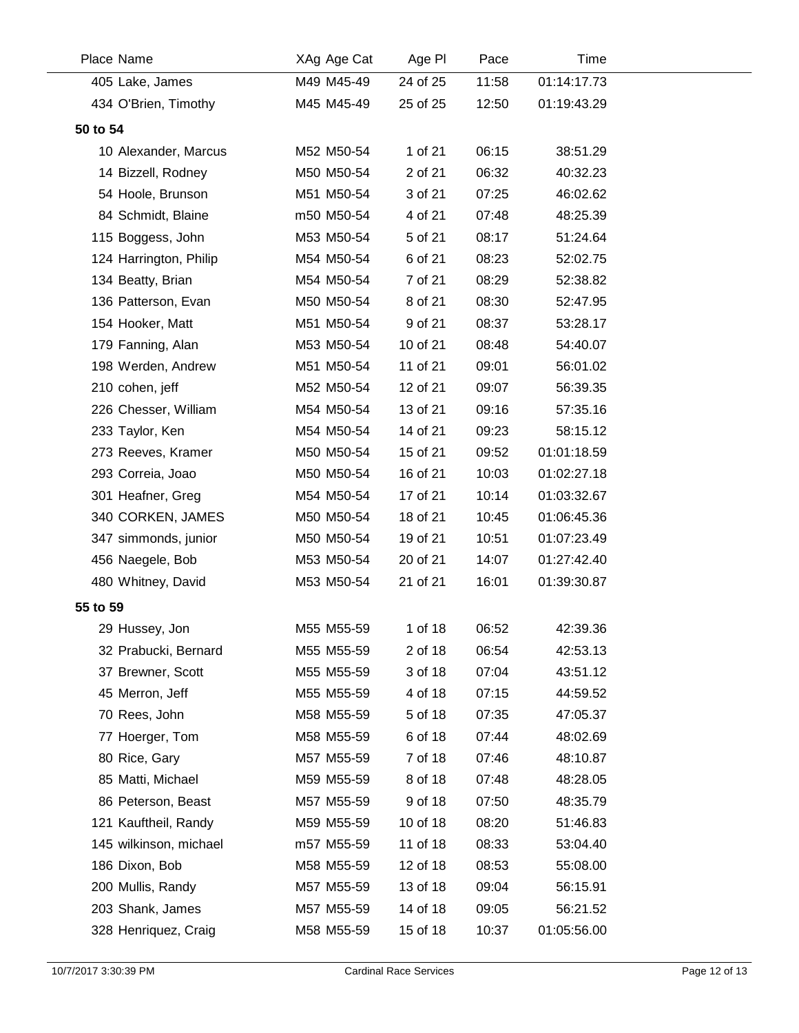| Place | Name | XAg | Age Cat | Age Pl | Pace | Time |
|---|---|---|---|---|---|---|
| 405 | Lake, James | M49 | M45-49 | 24 of 25 | 11:58 | 01:14:17.73 |
| 434 | O'Brien, Timothy | M45 | M45-49 | 25 of 25 | 12:50 | 01:19:43.29 |
| **50 to 54** | | | | | | |
| 10 | Alexander, Marcus | M52 | M50-54 | 1 of 21 | 06:15 | 38:51.29 |
| 14 | Bizzell, Rodney | M50 | M50-54 | 2 of 21 | 06:32 | 40:32.23 |
| 54 | Hoole, Brunson | M51 | M50-54 | 3 of 21 | 07:25 | 46:02.62 |
| 84 | Schmidt, Blaine | m50 | M50-54 | 4 of 21 | 07:48 | 48:25.39 |
| 115 | Boggess, John | M53 | M50-54 | 5 of 21 | 08:17 | 51:24.64 |
| 124 | Harrington, Philip | M54 | M50-54 | 6 of 21 | 08:23 | 52:02.75 |
| 134 | Beatty, Brian | M54 | M50-54 | 7 of 21 | 08:29 | 52:38.82 |
| 136 | Patterson, Evan | M50 | M50-54 | 8 of 21 | 08:30 | 52:47.95 |
| 154 | Hooker, Matt | M51 | M50-54 | 9 of 21 | 08:37 | 53:28.17 |
| 179 | Fanning, Alan | M53 | M50-54 | 10 of 21 | 08:48 | 54:40.07 |
| 198 | Werden, Andrew | M51 | M50-54 | 11 of 21 | 09:01 | 56:01.02 |
| 210 | cohen, jeff | M52 | M50-54 | 12 of 21 | 09:07 | 56:39.35 |
| 226 | Chesser, William | M54 | M50-54 | 13 of 21 | 09:16 | 57:35.16 |
| 233 | Taylor, Ken | M54 | M50-54 | 14 of 21 | 09:23 | 58:15.12 |
| 273 | Reeves, Kramer | M50 | M50-54 | 15 of 21 | 09:52 | 01:01:18.59 |
| 293 | Correia, Joao | M50 | M50-54 | 16 of 21 | 10:03 | 01:02:27.18 |
| 301 | Heafner, Greg | M54 | M50-54 | 17 of 21 | 10:14 | 01:03:32.67 |
| 340 | CORKEN, JAMES | M50 | M50-54 | 18 of 21 | 10:45 | 01:06:45.36 |
| 347 | simmonds, junior | M50 | M50-54 | 19 of 21 | 10:51 | 01:07:23.49 |
| 456 | Naegele, Bob | M53 | M50-54 | 20 of 21 | 14:07 | 01:27:42.40 |
| 480 | Whitney, David | M53 | M50-54 | 21 of 21 | 16:01 | 01:39:30.87 |
| **55 to 59** | | | | | | |
| 29 | Hussey, Jon | M55 | M55-59 | 1 of 18 | 06:52 | 42:39.36 |
| 32 | Prabucki, Bernard | M55 | M55-59 | 2 of 18 | 06:54 | 42:53.13 |
| 37 | Brewner, Scott | M55 | M55-59 | 3 of 18 | 07:04 | 43:51.12 |
| 45 | Merron, Jeff | M55 | M55-59 | 4 of 18 | 07:15 | 44:59.52 |
| 70 | Rees, John | M58 | M55-59 | 5 of 18 | 07:35 | 47:05.37 |
| 77 | Hoerger, Tom | M58 | M55-59 | 6 of 18 | 07:44 | 48:02.69 |
| 80 | Rice, Gary | M57 | M55-59 | 7 of 18 | 07:46 | 48:10.87 |
| 85 | Matti, Michael | M59 | M55-59 | 8 of 18 | 07:48 | 48:28.05 |
| 86 | Peterson, Beast | M57 | M55-59 | 9 of 18 | 07:50 | 48:35.79 |
| 121 | Kauftheil, Randy | M59 | M55-59 | 10 of 18 | 08:20 | 51:46.83 |
| 145 | wilkinson, michael | m57 | M55-59 | 11 of 18 | 08:33 | 53:04.40 |
| 186 | Dixon, Bob | M58 | M55-59 | 12 of 18 | 08:53 | 55:08.00 |
| 200 | Mullis, Randy | M57 | M55-59 | 13 of 18 | 09:04 | 56:15.91 |
| 203 | Shank, James | M57 | M55-59 | 14 of 18 | 09:05 | 56:21.52 |
| 328 | Henriquez, Craig | M58 | M55-59 | 15 of 18 | 10:37 | 01:05:56.00 |

10/7/2017 3:30:39 PM — Cardinal Race Services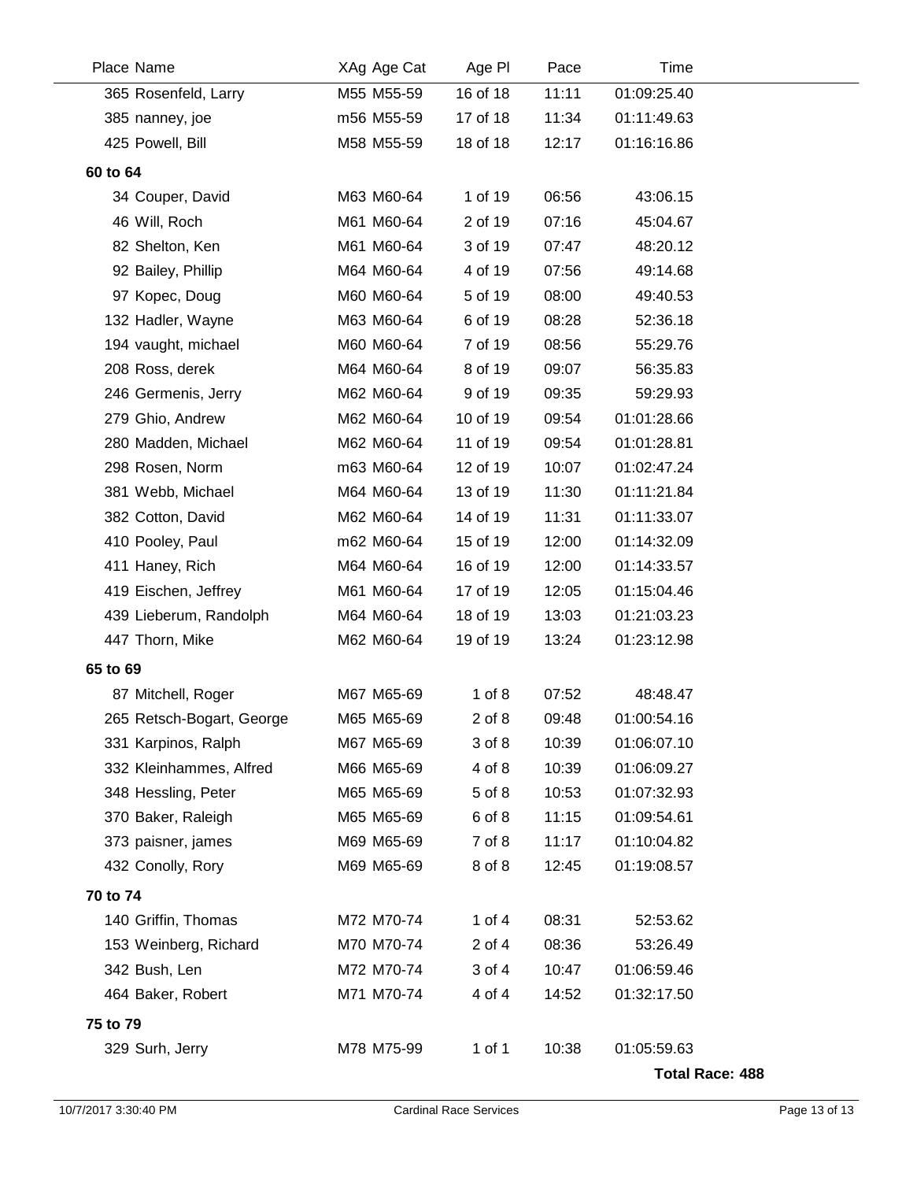| Place | Name | XAg | Age Cat | Age Pl | Pace | Time |
|---|---|---|---|---|---|---|
| 365 | Rosenfeld, Larry | M55 | M55-59 | 16 of 18 | 11:11 | 01:09:25.40 |
| 385 | nanney, joe | m56 | M55-59 | 17 of 18 | 11:34 | 01:11:49.63 |
| 425 | Powell, Bill | M58 | M55-59 | 18 of 18 | 12:17 | 01:16:16.86 |
| **60 to 64** | | | | | | |
| 34 | Couper, David | M63 | M60-64 | 1 of 19 | 06:56 | 43:06.15 |
| 46 | Will, Roch | M61 | M60-64 | 2 of 19 | 07:16 | 45:04.67 |
| 82 | Shelton, Ken | M61 | M60-64 | 3 of 19 | 07:47 | 48:20.12 |
| 92 | Bailey, Phillip | M64 | M60-64 | 4 of 19 | 07:56 | 49:14.68 |
| 97 | Kopec, Doug | M60 | M60-64 | 5 of 19 | 08:00 | 49:40.53 |
| 132 | Hadler, Wayne | M63 | M60-64 | 6 of 19 | 08:28 | 52:36.18 |
| 194 | vaught, michael | M60 | M60-64 | 7 of 19 | 08:56 | 55:29.76 |
| 208 | Ross, derek | M64 | M60-64 | 8 of 19 | 09:07 | 56:35.83 |
| 246 | Germenis, Jerry | M62 | M60-64 | 9 of 19 | 09:35 | 59:29.93 |
| 279 | Ghio, Andrew | M62 | M60-64 | 10 of 19 | 09:54 | 01:01:28.66 |
| 280 | Madden, Michael | M62 | M60-64 | 11 of 19 | 09:54 | 01:01:28.81 |
| 298 | Rosen, Norm | m63 | M60-64 | 12 of 19 | 10:07 | 01:02:47.24 |
| 381 | Webb, Michael | M64 | M60-64 | 13 of 19 | 11:30 | 01:11:21.84 |
| 382 | Cotton, David | M62 | M60-64 | 14 of 19 | 11:31 | 01:11:33.07 |
| 410 | Pooley, Paul | m62 | M60-64 | 15 of 19 | 12:00 | 01:14:32.09 |
| 411 | Haney, Rich | M64 | M60-64 | 16 of 19 | 12:00 | 01:14:33.57 |
| 419 | Eischen, Jeffrey | M61 | M60-64 | 17 of 19 | 12:05 | 01:15:04.46 |
| 439 | Lieberum, Randolph | M64 | M60-64 | 18 of 19 | 13:03 | 01:21:03.23 |
| 447 | Thorn, Mike | M62 | M60-64 | 19 of 19 | 13:24 | 01:23:12.98 |
| **65 to 69** | | | | | | |
| 87 | Mitchell, Roger | M67 | M65-69 | 1 of 8 | 07:52 | 48:48.47 |
| 265 | Retsch-Bogart, George | M65 | M65-69 | 2 of 8 | 09:48 | 01:00:54.16 |
| 331 | Karpinos, Ralph | M67 | M65-69 | 3 of 8 | 10:39 | 01:06:07.10 |
| 332 | Kleinhammes, Alfred | M66 | M65-69 | 4 of 8 | 10:39 | 01:06:09.27 |
| 348 | Hessling, Peter | M65 | M65-69 | 5 of 8 | 10:53 | 01:07:32.93 |
| 370 | Baker, Raleigh | M65 | M65-69 | 6 of 8 | 11:15 | 01:09:54.61 |
| 373 | paisner, james | M69 | M65-69 | 7 of 8 | 11:17 | 01:10:04.82 |
| 432 | Conolly, Rory | M69 | M65-69 | 8 of 8 | 12:45 | 01:19:08.57 |
| **70 to 74** | | | | | | |
| 140 | Griffin, Thomas | M72 | M70-74 | 1 of 4 | 08:31 | 52:53.62 |
| 153 | Weinberg, Richard | M70 | M70-74 | 2 of 4 | 08:36 | 53:26.49 |
| 342 | Bush, Len | M72 | M70-74 | 3 of 4 | 10:47 | 01:06:59.46 |
| 464 | Baker, Robert | M71 | M70-74 | 4 of 4 | 14:52 | 01:32:17.50 |
| **75 to 79** | | | | | | |
| 329 | Surh, Jerry | M78 | M75-99 | 1 of 1 | 10:38 | 01:05:59.63 |

**Total Race: 488**